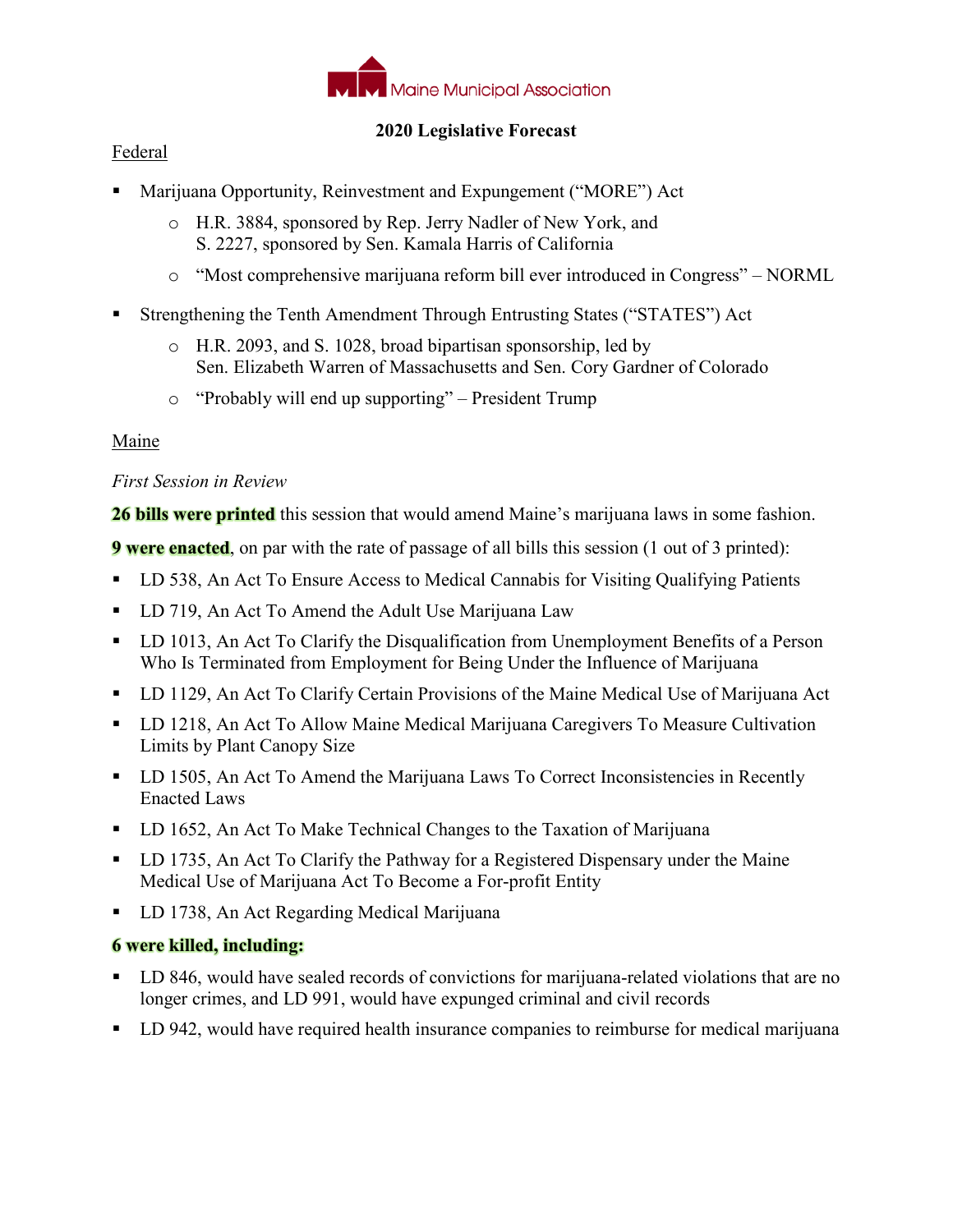Maine Municipal Association

# 2020 Legislative Forecast

## Federal

- Marijuana Opportunity, Reinvestment and Expungement ("MORE") Act
  - H.R. 3884, sponsored by Rep. Jerry Nadler of New York, and S. 2227, sponsored by Sen. Kamala Harris of California
  - "Most comprehensive marijuana reform bill ever introduced in Congress" – NORML
- Strengthening the Tenth Amendment Through Entrusting States ("STATES") Act
  - H.R. 2093, and S. 1028, broad bipartisan sponsorship, led by Sen. Elizabeth Warren of Massachusetts and Sen. Cory Gardner of Colorado
  - "Probably will end up supporting" – President Trump

## Maine

*First Session in Review*

**26 bills were printed** this session that would amend Maine's marijuana laws in some fashion.

**9 were enacted**, on par with the rate of passage of all bills this session (1 out of 3 printed):

- LD 538, An Act To Ensure Access to Medical Cannabis for Visiting Qualifying Patients
- LD 719, An Act To Amend the Adult Use Marijuana Law
- LD 1013, An Act To Clarify the Disqualification from Unemployment Benefits of a Person Who Is Terminated from Employment for Being Under the Influence of Marijuana
- LD 1129, An Act To Clarify Certain Provisions of the Maine Medical Use of Marijuana Act
- LD 1218, An Act To Allow Maine Medical Marijuana Caregivers To Measure Cultivation Limits by Plant Canopy Size
- LD 1505, An Act To Amend the Marijuana Laws To Correct Inconsistencies in Recently Enacted Laws
- LD 1652, An Act To Make Technical Changes to the Taxation of Marijuana
- LD 1735, An Act To Clarify the Pathway for a Registered Dispensary under the Maine Medical Use of Marijuana Act To Become a For-profit Entity
- LD 1738, An Act Regarding Medical Marijuana

**6 were killed, including:**

- LD 846, would have sealed records of convictions for marijuana-related violations that are no longer crimes, and LD 991, would have expunged criminal and civil records
- LD 942, would have required health insurance companies to reimburse for medical marijuana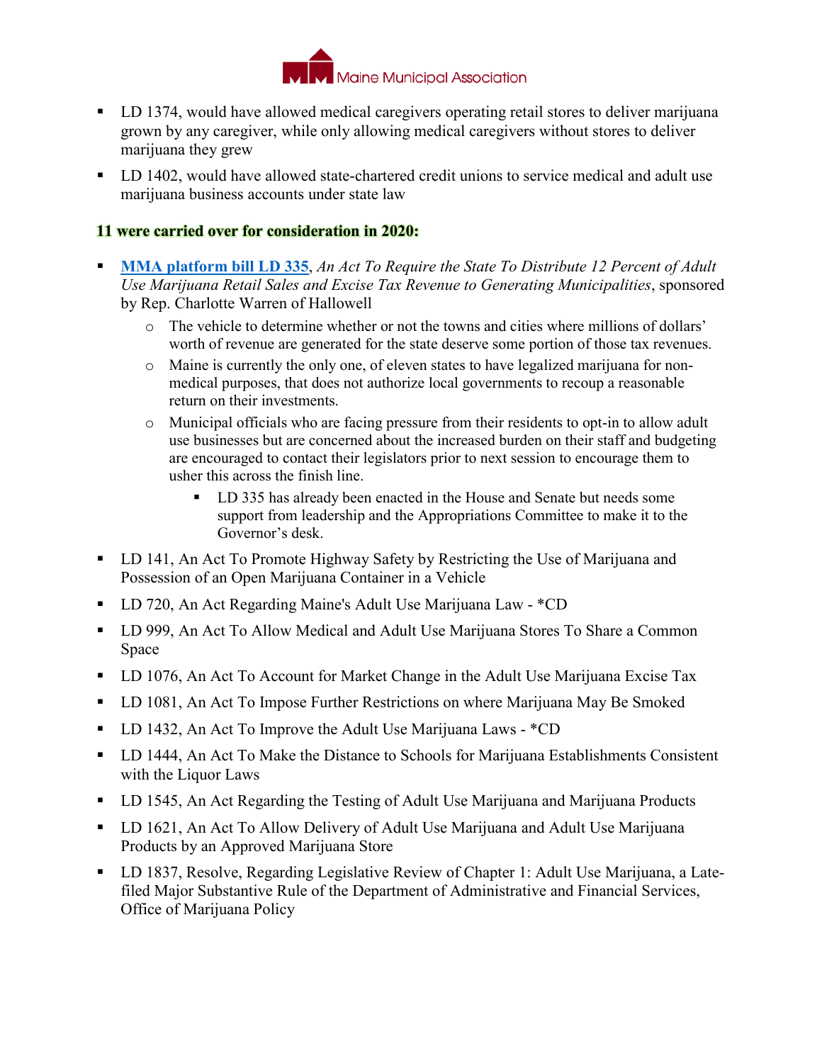- LD 1374, would have allowed medical caregivers operating retail stores to deliver marijuana grown by any caregiver, while only allowing medical caregivers without stores to deliver marijuana they grew
- LD 1402, would have allowed state-chartered credit unions to service medical and adult use marijuana business accounts under state law

**11 were carried over for consideration in 2020:**

- **MMA platform bill LD 335**, *An Act To Require the State To Distribute 12 Percent of Adult Use Marijuana Retail Sales and Excise Tax Revenue to Generating Municipalities*, sponsored by Rep. Charlotte Warren of Hallowell
  - The vehicle to determine whether or not the towns and cities where millions of dollars' worth of revenue are generated for the state deserve some portion of those tax revenues.
  - Maine is currently the only one, of eleven states to have legalized marijuana for non-medical purposes, that does not authorize local governments to recoup a reasonable return on their investments.
  - Municipal officials who are facing pressure from their residents to opt-in to allow adult use businesses but are concerned about the increased burden on their staff and budgeting are encouraged to contact their legislators prior to next session to encourage them to usher this across the finish line.
    - LD 335 has already been enacted in the House and Senate but needs some support from leadership and the Appropriations Committee to make it to the Governor's desk.
- LD 141, An Act To Promote Highway Safety by Restricting the Use of Marijuana and Possession of an Open Marijuana Container in a Vehicle
- LD 720, An Act Regarding Maine's Adult Use Marijuana Law - *CD
- LD 999, An Act To Allow Medical and Adult Use Marijuana Stores To Share a Common Space
- LD 1076, An Act To Account for Market Change in the Adult Use Marijuana Excise Tax
- LD 1081, An Act To Impose Further Restrictions on where Marijuana May Be Smoked
- LD 1432, An Act To Improve the Adult Use Marijuana Laws - *CD
- LD 1444, An Act To Make the Distance to Schools for Marijuana Establishments Consistent with the Liquor Laws
- LD 1545, An Act Regarding the Testing of Adult Use Marijuana and Marijuana Products
- LD 1621, An Act To Allow Delivery of Adult Use Marijuana and Adult Use Marijuana Products by an Approved Marijuana Store
- LD 1837, Resolve, Regarding Legislative Review of Chapter 1: Adult Use Marijuana, a Late-filed Major Substantive Rule of the Department of Administrative and Financial Services, Office of Marijuana Policy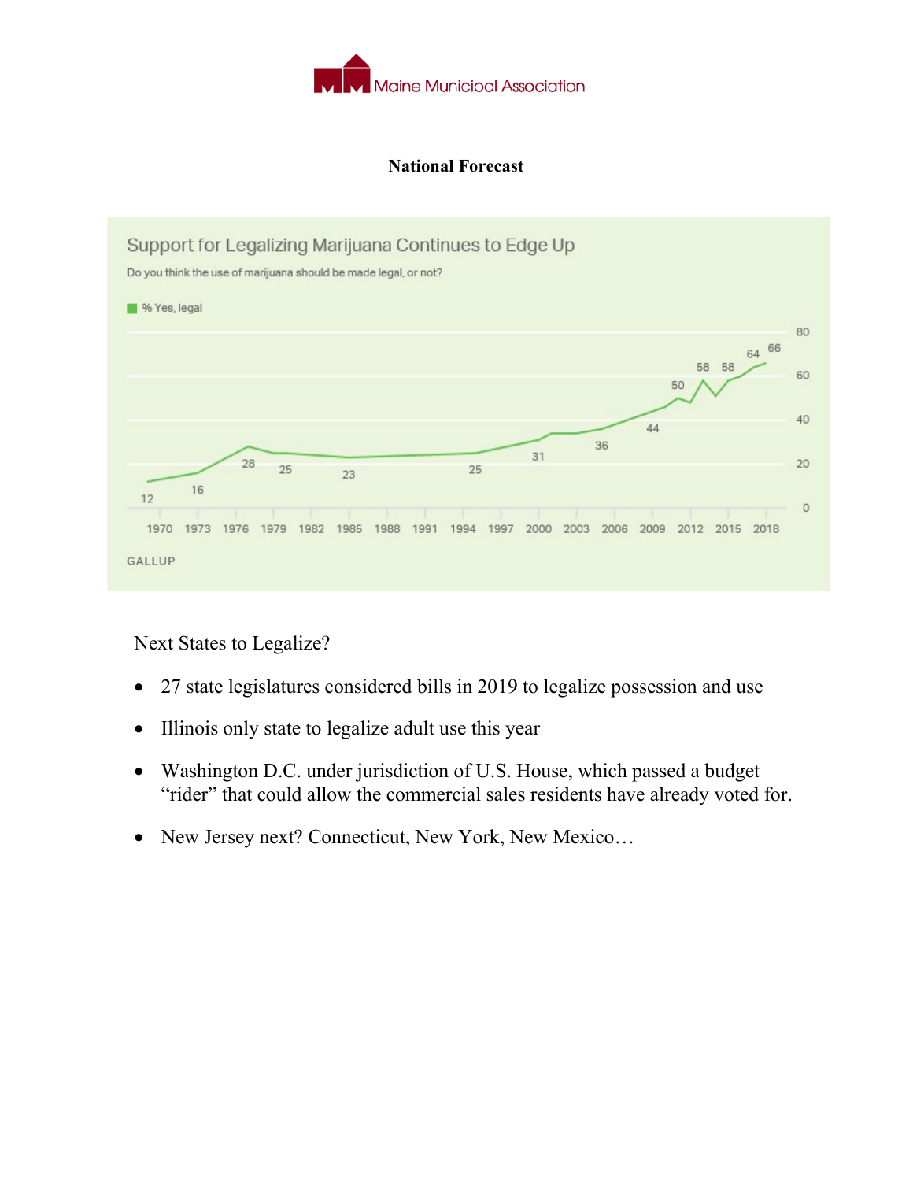Maine Municipal Association

**National Forecast**

Support for Legalizing Marijuana Continues to Edge Up

Do you think the use of marijuana should be made legal, or not?

% Yes, legal

80
60
40
20
0

12
16
28
25
23
25
31
36
44
50
58
58
64
66

1970 1973 1976 1979 1982 1985 1988 1991 1994 1997 2000 2003 2006 2009 2012 2015 2018

GALLUP

<u>Next States to Legalize?</u>

- 27 state legislatures considered bills in 2019 to legalize possession and use
- Illinois only state to legalize adult use this year
- Washington D.C. under jurisdiction of U.S. House, which passed a budget "rider" that could allow the commercial sales residents have already voted for.
- New Jersey next? Connecticut, New York, New Mexico…